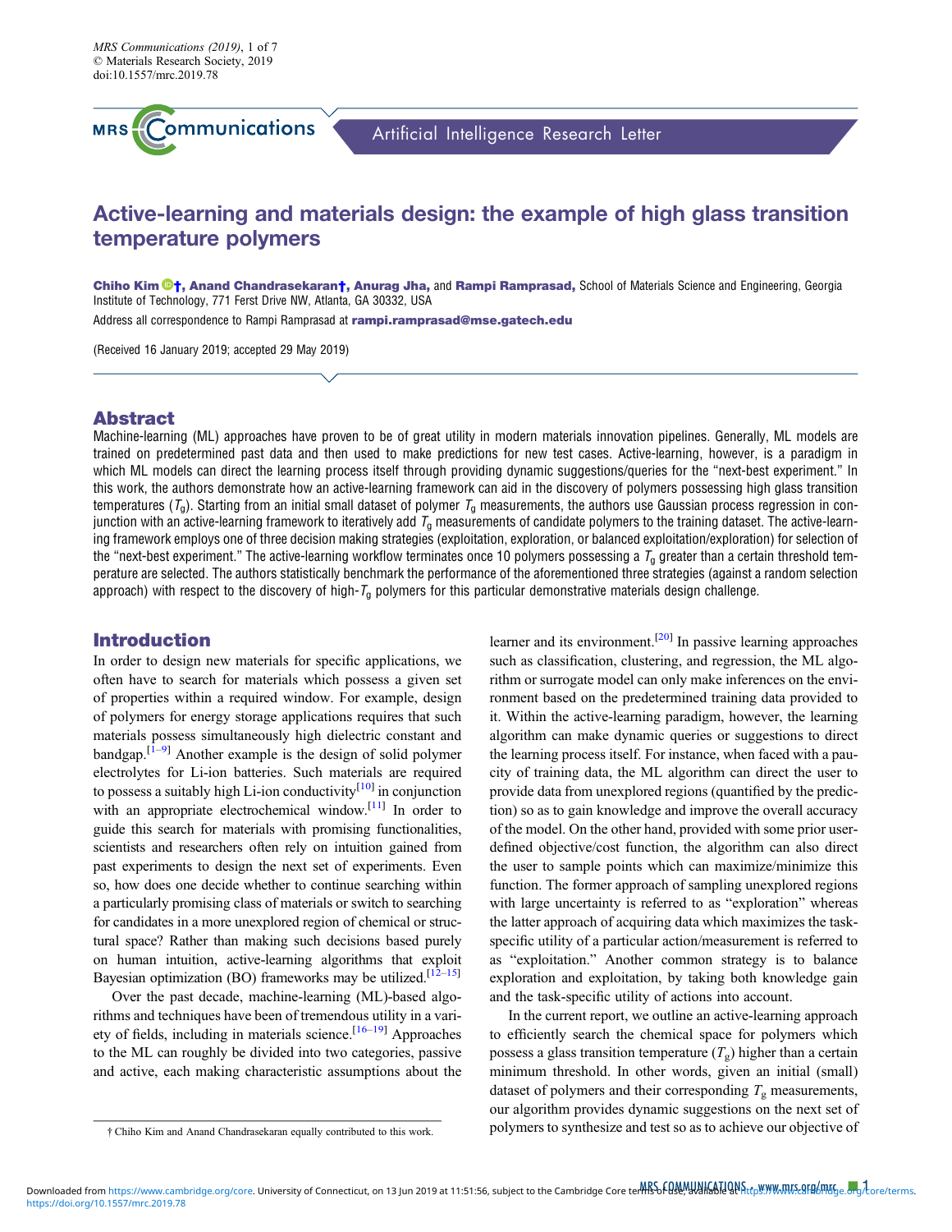# Active-learning and materials design: the example of high glass transition temperature polymers

**Chiho Kim†, Anand Chandrasekaran†, Anurag Jha,** and **Rampi Ramprasad,** School of Materials Science and Engineering, Georgia Institute of Technology, 771 Ferst Drive NW, Atlanta, GA 30332, USA

Address all correspondence to Rampi Ramprasad at **rampi.ramprasad@mse.gatech.edu**

(Received 16 January 2019; accepted 29 May 2019)

## Abstract

Machine-learning (ML) approaches have proven to be of great utility in modern materials innovation pipelines. Generally, ML models are trained on predetermined past data and then used to make predictions for new test cases. Active-learning, however, is a paradigm in which ML models can direct the learning process itself through providing dynamic suggestions/queries for the "next-best experiment." In this work, the authors demonstrate how an active-learning framework can aid in the discovery of polymers possessing high glass transition temperatures ($T_g$). Starting from an initial small dataset of polymer $T_g$ measurements, the authors use Gaussian process regression in conjunction with an active-learning framework to iteratively add $T_g$ measurements of candidate polymers to the training dataset. The active-learning framework employs one of three decision making strategies (exploitation, exploration, or balanced exploitation/exploration) for selection of the "next-best experiment." The active-learning workflow terminates once 10 polymers possessing a $T_g$ greater than a certain threshold temperature are selected. The authors statistically benchmark the performance of the aforementioned three strategies (against a random selection approach) with respect to the discovery of high-$T_g$ polymers for this particular demonstrative materials design challenge.

## Introduction

In order to design new materials for specific applications, we often have to search for materials which possess a given set of properties within a required window. For example, design of polymers for energy storage applications requires that such materials possess simultaneously high dielectric constant and bandgap.[1–9] Another example is the design of solid polymer electrolytes for Li-ion batteries. Such materials are required to possess a suitably high Li-ion conductivity[10] in conjunction with an appropriate electrochemical window.[11] In order to guide this search for materials with promising functionalities, scientists and researchers often rely on intuition gained from past experiments to design the next set of experiments. Even so, how does one decide whether to continue searching within a particularly promising class of materials or switch to searching for candidates in a more unexplored region of chemical or structural space? Rather than making such decisions based purely on human intuition, active-learning algorithms that exploit Bayesian optimization (BO) frameworks may be utilized.[12–15]

Over the past decade, machine-learning (ML)-based algorithms and techniques have been of tremendous utility in a variety of fields, including in materials science.[16–19] Approaches to the ML can roughly be divided into two categories, passive and active, each making characteristic assumptions about the learner and its environment.[20] In passive learning approaches such as classification, clustering, and regression, the ML algorithm or surrogate model can only make inferences on the environment based on the predetermined training data provided to it. Within the active-learning paradigm, however, the learning algorithm can make dynamic queries or suggestions to direct the learning process itself. For instance, when faced with a paucity of training data, the ML algorithm can direct the user to provide data from unexplored regions (quantified by the prediction) so as to gain knowledge and improve the overall accuracy of the model. On the other hand, provided with some prior user-defined objective/cost function, the algorithm can also direct the user to sample points which can maximize/minimize this function. The former approach of sampling unexplored regions with large uncertainty is referred to as "exploration" whereas the latter approach of acquiring data which maximizes the task-specific utility of a particular action/measurement is referred to as "exploitation." Another common strategy is to balance exploration and exploitation, by taking both knowledge gain and the task-specific utility of actions into account.

In the current report, we outline an active-learning approach to efficiently search the chemical space for polymers which possess a glass transition temperature ($T_g$) higher than a certain minimum threshold. In other words, given an initial (small) dataset of polymers and their corresponding $T_g$ measurements, our algorithm provides dynamic suggestions on the next set of polymers to synthesize and test so as to achieve our objective of

† Chiho Kim and Anand Chandrasekaran equally contributed to this work.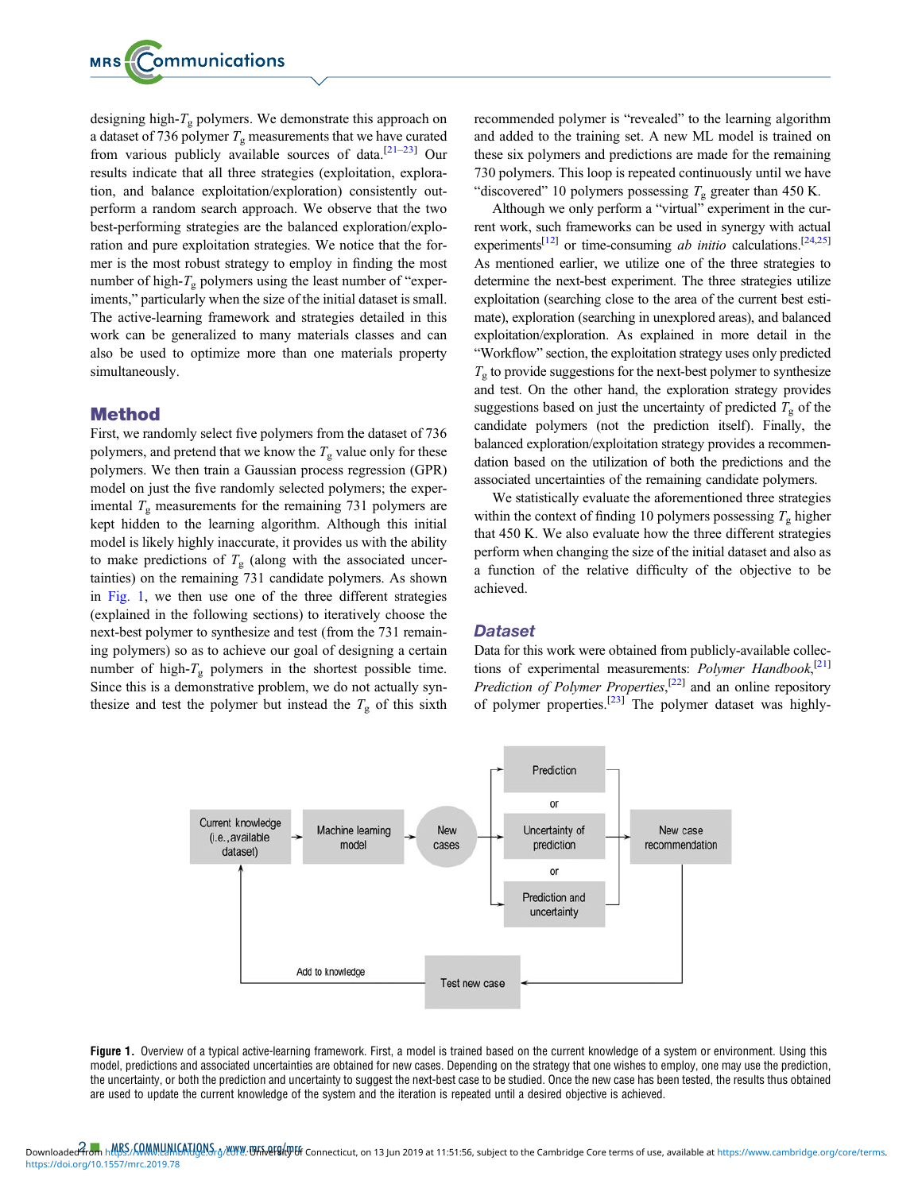designing high-$T_g$ polymers. We demonstrate this approach on a dataset of 736 polymer $T_g$ measurements that we have curated from various publicly available sources of data.[21–23] Our results indicate that all three strategies (exploitation, exploration, and balance exploitation/exploration) consistently outperform a random search approach. We observe that the two best-performing strategies are the balanced exploration/exploration and pure exploitation strategies. We notice that the former is the most robust strategy to employ in finding the most number of high-$T_g$ polymers using the least number of "experiments," particularly when the size of the initial dataset is small. The active-learning framework and strategies detailed in this work can be generalized to many materials classes and can also be used to optimize more than one materials property simultaneously.

## Method

First, we randomly select five polymers from the dataset of 736 polymers, and pretend that we know the $T_g$ value only for these polymers. We then train a Gaussian process regression (GPR) model on just the five randomly selected polymers; the experimental $T_g$ measurements for the remaining 731 polymers are kept hidden to the learning algorithm. Although this initial model is likely highly inaccurate, it provides us with the ability to make predictions of $T_g$ (along with the associated uncertainties) on the remaining 731 candidate polymers. As shown in Fig. 1, we then use one of the three different strategies (explained in the following sections) to iteratively choose the next-best polymer to synthesize and test (from the 731 remaining polymers) so as to achieve our goal of designing a certain number of high-$T_g$ polymers in the shortest possible time. Since this is a demonstrative problem, we do not actually synthesize and test the polymer but instead the $T_g$ of this sixth recommended polymer is "revealed" to the learning algorithm and added to the training set. A new ML model is trained on these six polymers and predictions are made for the remaining 730 polymers. This loop is repeated continuously until we have "discovered" 10 polymers possessing $T_g$ greater than 450 K.

Although we only perform a "virtual" experiment in the current work, such frameworks can be used in synergy with actual experiments[12] or time-consuming *ab initio* calculations.[24,25] As mentioned earlier, we utilize one of the three strategies to determine the next-best experiment. The three strategies utilize exploitation (searching close to the area of the current best estimate), exploration (searching in unexplored areas), and balanced exploitation/exploration. As explained in more detail in the "Workflow" section, the exploitation strategy uses only predicted $T_g$ to provide suggestions for the next-best polymer to synthesize and test. On the other hand, the exploration strategy provides suggestions based on just the uncertainty of predicted $T_g$ of the candidate polymers (not the prediction itself). Finally, the balanced exploration/exploitation strategy provides a recommendation based on the utilization of both the predictions and the associated uncertainties of the remaining candidate polymers.

We statistically evaluate the aforementioned three strategies within the context of finding 10 polymers possessing $T_g$ higher that 450 K. We also evaluate how the three different strategies perform when changing the size of the initial dataset and also as a function of the relative difficulty of the objective to be achieved.

### Dataset

Data for this work were obtained from publicly-available collections of experimental measurements: *Polymer Handbook*,[21] *Prediction of Polymer Properties*,[22] and an online repository of polymer properties.[23] The polymer dataset was highly-

Figure 1. Overview of a typical active-learning framework. First, a model is trained based on the current knowledge of a system or environment. Using this model, predictions and associated uncertainties are obtained for new cases. Depending on the strategy that one wishes to employ, one may use the prediction, the uncertainty, or both the prediction and uncertainty to suggest the next-best case to be studied. Once the new case has been tested, the results thus obtained are used to update the current knowledge of the system and the iteration is repeated until a desired objective is achieved.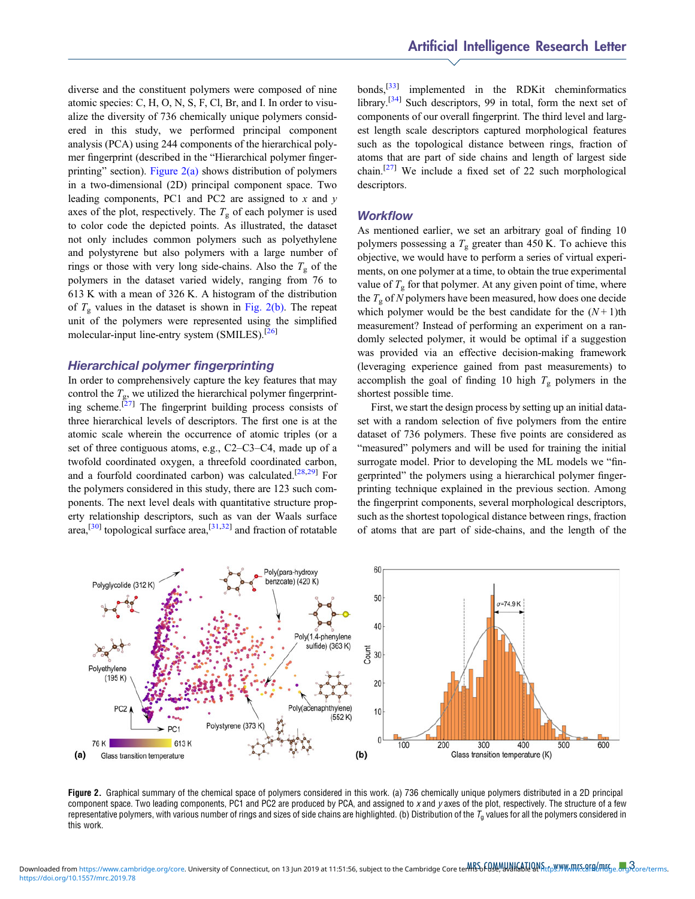diverse and the constituent polymers were composed of nine atomic species: C, H, O, N, S, F, Cl, Br, and I. In order to visualize the diversity of 736 chemically unique polymers considered in this study, we performed principal component analysis (PCA) using 244 components of the hierarchical polymer fingerprint (described in the "Hierarchical polymer fingerprinting" section). Figure 2(a) shows distribution of polymers in a two-dimensional (2D) principal component space. Two leading components, PC1 and PC2 are assigned to $x$ and $y$ axes of the plot, respectively. The $T_g$ of each polymer is used to color code the depicted points. As illustrated, the dataset not only includes common polymers such as polyethylene and polystyrene but also polymers with a large number of rings or those with very long side-chains. Also the $T_g$ of the polymers in the dataset varied widely, ranging from 76 to 613 K with a mean of 326 K. A histogram of the distribution of $T_g$ values in the dataset is shown in Fig. 2(b). The repeat unit of the polymers were represented using the simplified molecular-input line-entry system (SMILES).[26]

### Hierarchical polymer fingerprinting

In order to comprehensively capture the key features that may control the $T_g$, we utilized the hierarchical polymer fingerprinting scheme.[27] The fingerprint building process consists of three hierarchical levels of descriptors. The first one is at the atomic scale wherein the occurrence of atomic triples (or a set of three contiguous atoms, e.g., C2–C3–C4, made up of a twofold coordinated oxygen, a threefold coordinated carbon, and a fourfold coordinated carbon) was calculated.[28,29] For the polymers considered in this study, there are 123 such components. The next level deals with quantitative structure property relationship descriptors, such as van der Waals surface area,[30] topological surface area,[31,32] and fraction of rotatable bonds,[33] implemented in the RDKit cheminformatics library.[34] Such descriptors, 99 in total, form the next set of components of our overall fingerprint. The third level and largest length scale descriptors captured morphological features such as the topological distance between rings, fraction of atoms that are part of side chains and length of largest side chain.[27] We include a fixed set of 22 such morphological descriptors.

### Workflow

As mentioned earlier, we set an arbitrary goal of finding 10 polymers possessing a $T_g$ greater than 450 K. To achieve this objective, we would have to perform a series of virtual experiments, on one polymer at a time, to obtain the true experimental value of $T_g$ for that polymer. At any given point of time, where the $T_g$ of $N$ polymers have been measured, how does one decide which polymer would be the best candidate for the $(N+1)$th measurement? Instead of performing an experiment on a randomly selected polymer, it would be optimal if a suggestion was provided via an effective decision-making framework (leveraging experience gained from past measurements) to accomplish the goal of finding 10 high $T_g$ polymers in the shortest possible time.

First, we start the design process by setting up an initial dataset with a random selection of five polymers from the entire dataset of 736 polymers. These five points are considered as "measured" polymers and will be used for training the initial surrogate model. Prior to developing the ML models we "fingerprinted" the polymers using a hierarchical polymer fingerprinting technique explained in the previous section. Among the fingerprint components, several morphological descriptors, such as the shortest topological distance between rings, fraction of atoms that are part of side-chains, and the length of the

**Figure 2.** Graphical summary of the chemical space of polymers considered in this work. (a) 736 chemically unique polymers distributed in a 2D principal component space. Two leading components, PC1 and PC2 are produced by PCA, and assigned to $x$ and $y$ axes of the plot, respectively. The structure of a few representative polymers, with various number of rings and sizes of side chains are highlighted. (b) Distribution of the $T_g$ values for all the polymers considered in this work.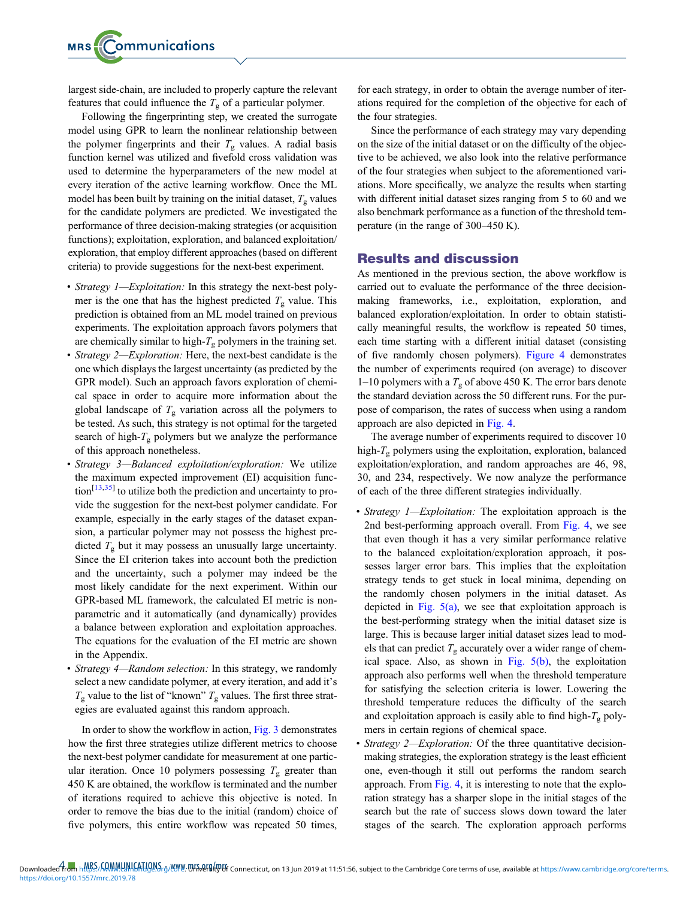largest side-chain, are included to properly capture the relevant features that could influence the $T_g$ of a particular polymer.

Following the fingerprinting step, we created the surrogate model using GPR to learn the nonlinear relationship between the polymer fingerprints and their $T_g$ values. A radial basis function kernel was utilized and fivefold cross validation was used to determine the hyperparameters of the new model at every iteration of the active learning workflow. Once the ML model has been built by training on the initial dataset, $T_g$ values for the candidate polymers are predicted. We investigated the performance of three decision-making strategies (or acquisition functions); exploitation, exploration, and balanced exploitation/exploration, that employ different approaches (based on different criteria) to provide suggestions for the next-best experiment.

- *Strategy 1—Exploitation:* In this strategy the next-best polymer is the one that has the highest predicted $T_g$ value. This prediction is obtained from an ML model trained on previous experiments. The exploitation approach favors polymers that are chemically similar to high-$T_g$ polymers in the training set.
- *Strategy 2—Exploration:* Here, the next-best candidate is the one which displays the largest uncertainty (as predicted by the GPR model). Such an approach favors exploration of chemical space in order to acquire more information about the global landscape of $T_g$ variation across all the polymers to be tested. As such, this strategy is not optimal for the targeted search of high-$T_g$ polymers but we analyze the performance of this approach nonetheless.
- *Strategy 3—Balanced exploitation/exploration:* We utilize the maximum expected improvement (EI) acquisition function[13,35] to utilize both the prediction and uncertainty to provide the suggestion for the next-best polymer candidate. For example, especially in the early stages of the dataset expansion, a particular polymer may not possess the highest predicted $T_g$ but it may possess an unusually large uncertainty. Since the EI criterion takes into account both the prediction and the uncertainty, such a polymer may indeed be the most likely candidate for the next experiment. Within our GPR-based ML framework, the calculated EI metric is nonparametric and it automatically (and dynamically) provides a balance between exploration and exploitation approaches. The equations for the evaluation of the EI metric are shown in the Appendix.
- *Strategy 4—Random selection:* In this strategy, we randomly select a new candidate polymer, at every iteration, and add it's $T_g$ value to the list of "known" $T_g$ values. The first three strategies are evaluated against this random approach.

In order to show the workflow in action, Fig. 3 demonstrates how the first three strategies utilize different metrics to choose the next-best polymer candidate for measurement at one particular iteration. Once 10 polymers possessing $T_g$ greater than 450 K are obtained, the workflow is terminated and the number of iterations required to achieve this objective is noted. In order to remove the bias due to the initial (random) choice of five polymers, this entire workflow was repeated 50 times, for each strategy, in order to obtain the average number of iterations required for the completion of the objective for each of the four strategies.

Since the performance of each strategy may vary depending on the size of the initial dataset or on the difficulty of the objective to be achieved, we also look into the relative performance of the four strategies when subject to the aforementioned variations. More specifically, we analyze the results when starting with different initial dataset sizes ranging from 5 to 60 and we also benchmark performance as a function of the threshold temperature (in the range of 300–450 K).

## Results and discussion

As mentioned in the previous section, the above workflow is carried out to evaluate the performance of the three decision-making frameworks, i.e., exploitation, exploration, and balanced exploration/exploitation. In order to obtain statistically meaningful results, the workflow is repeated 50 times, each time starting with a different initial dataset (consisting of five randomly chosen polymers). Figure 4 demonstrates the number of experiments required (on average) to discover 1–10 polymers with a $T_g$ of above 450 K. The error bars denote the standard deviation across the 50 different runs. For the purpose of comparison, the rates of success when using a random approach are also depicted in Fig. 4.

The average number of experiments required to discover 10 high-$T_g$ polymers using the exploitation, exploration, balanced exploitation/exploration, and random approaches are 46, 98, 30, and 234, respectively. We now analyze the performance of each of the three different strategies individually.

- *Strategy 1—Exploitation:* The exploitation approach is the 2nd best-performing approach overall. From Fig. 4, we see that even though it has a very similar performance relative to the balanced exploitation/exploration approach, it possesses larger error bars. This implies that the exploitation strategy tends to get stuck in local minima, depending on the randomly chosen polymers in the initial dataset. As depicted in Fig. 5(a), we see that exploitation approach is the best-performing strategy when the initial dataset size is large. This is because larger initial dataset sizes lead to models that can predict $T_g$ accurately over a wider range of chemical space. Also, as shown in Fig. 5(b), the exploitation approach also performs well when the threshold temperature for satisfying the selection criteria is lower. Lowering the threshold temperature reduces the difficulty of the search and exploitation approach is easily able to find high-$T_g$ polymers in certain regions of chemical space.
- *Strategy 2—Exploration:* Of the three quantitative decision-making strategies, the exploration strategy is the least efficient one, even-though it still out performs the random search approach. From Fig. 4, it is interesting to note that the exploration strategy has a sharper slope in the initial stages of the search but the rate of success slows down toward the later stages of the search. The exploration approach performs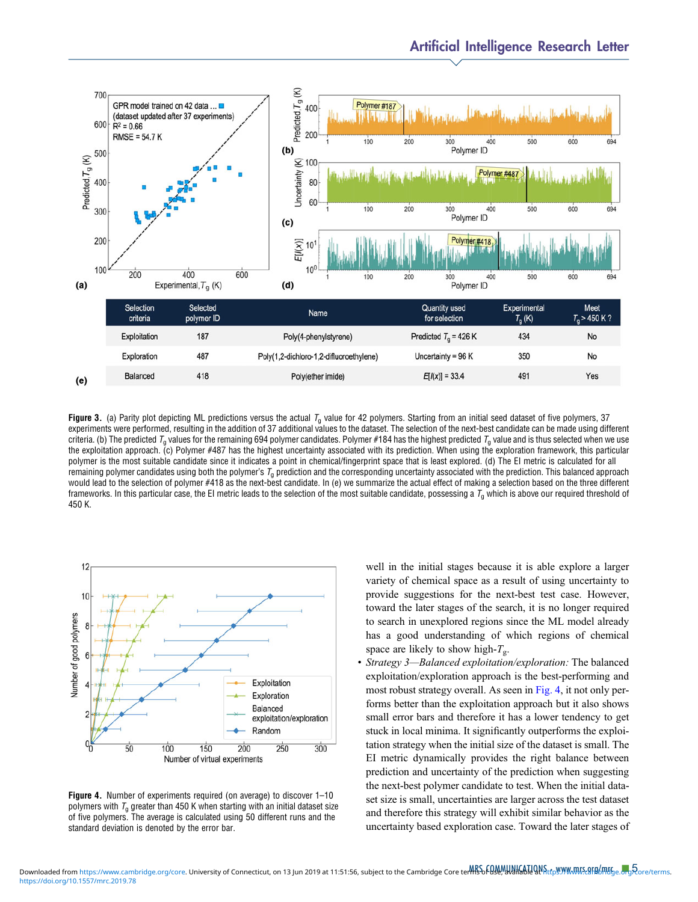| Selection criteria | Selected polymer ID | Name | Quantity used for selection | Experimental $T_g$ (K) | Meet $T_g > 450$ K ? |
|---|---|---|---|---|---|
| Exploitation | 187 | Poly(4-phenylstyrene) | Predicted $T_g = 426$ K | 434 | No |
| Exploration | 487 | Poly(1,2-dichloro-1,2-difluoroethylene) | Uncertainty = 96 K | 350 | No |
| Balanced | 418 | Poly(ether imide) | $E[I(x)] = 33.4$ | 491 | Yes |

**Figure 3.** (a) Parity plot depicting ML predictions versus the actual $T_g$ value for 42 polymers. Starting from an initial seed dataset of five polymers, 37 experiments were performed, resulting in the addition of 37 additional values to the dataset. The selection of the next-best candidate can be made using different criteria. (b) The predicted $T_g$ values for the remaining 694 polymer candidates. Polymer #184 has the highest predicted $T_g$ value and is thus selected when we use the exploitation approach. (c) Polymer #487 has the highest uncertainty associated with its prediction. When using the exploration framework, this particular polymer is the most suitable candidate since it indicates a point in chemical/fingerprint space that is least explored. (d) The EI metric is calculated for all remaining polymer candidates using both the polymer's $T_g$ prediction and the corresponding uncertainty associated with the prediction. This balanced approach would lead to the selection of polymer #418 as the next-best candidate. In (e) we summarize the actual effect of making a selection based on the three different frameworks. In this particular case, the EI metric leads to the selection of the most suitable candidate, possessing a $T_g$ which is above our required threshold of 450 K.

**Figure 4.** Number of experiments required (on average) to discover 1–10 polymers with $T_g$ greater than 450 K when starting with an initial dataset size of five polymers. The average is calculated using 50 different runs and the standard deviation is denoted by the error bar.

well in the initial stages because it is able explore a larger variety of chemical space as a result of using uncertainty to provide suggestions for the next-best test case. However, toward the later stages of the search, it is no longer required to search in unexplored regions since the ML model already has a good understanding of which regions of chemical space are likely to show high-$T_g$.

- *Strategy 3—Balanced exploitation/exploration:* The balanced exploitation/exploration approach is the best-performing and most robust strategy overall. As seen in Fig. 4, it not only performs better than the exploitation approach but it also shows small error bars and therefore it has a lower tendency to get stuck in local minima. It significantly outperforms the exploitation strategy when the initial size of the dataset is small. The EI metric dynamically provides the right balance between prediction and uncertainty of the prediction when suggesting the next-best polymer candidate to test. When the initial dataset size is small, uncertainties are larger across the test dataset and therefore this strategy will exhibit similar behavior as the uncertainty based exploration case. Toward the later stages of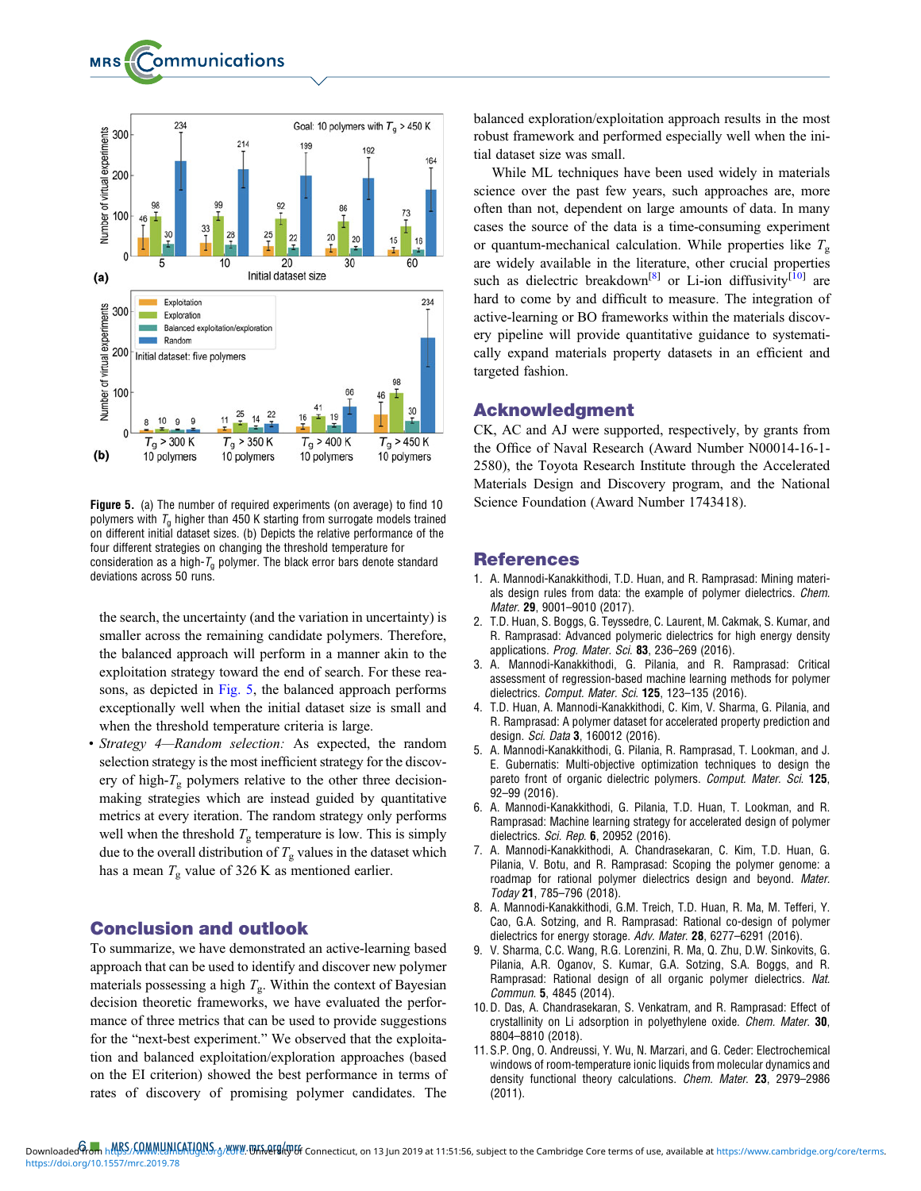Figure 5. (a) The number of required experiments (on average) to find 10 polymers with $T_g$ higher than 450 K starting from surrogate models trained on different initial dataset sizes. (b) Depicts the relative performance of the four different strategies on changing the threshold temperature for consideration as a high-$T_g$ polymer. The black error bars denote standard deviations across 50 runs.

the search, the uncertainty (and the variation in uncertainty) is smaller across the remaining candidate polymers. Therefore, the balanced approach will perform in a manner akin to the exploitation strategy toward the end of search. For these reasons, as depicted in Fig. 5, the balanced approach performs exceptionally well when the initial dataset size is small and when the threshold temperature criteria is large.

- *Strategy 4—Random selection:* As expected, the random selection strategy is the most inefficient strategy for the discovery of high-$T_g$ polymers relative to the other three decision-making strategies which are instead guided by quantitative metrics at every iteration. The random strategy only performs well when the threshold $T_g$ temperature is low. This is simply due to the overall distribution of $T_g$ values in the dataset which has a mean $T_g$ value of 326 K as mentioned earlier.

## Conclusion and outlook

To summarize, we have demonstrated an active-learning based approach that can be used to identify and discover new polymer materials possessing a high $T_g$. Within the context of Bayesian decision theoretic frameworks, we have evaluated the performance of three metrics that can be used to provide suggestions for the "next-best experiment." We observed that the exploitation and balanced exploitation/exploration approaches (based on the EI criterion) showed the best performance in terms of rates of discovery of promising polymer candidates. The balanced exploration/exploitation approach results in the most robust framework and performed especially well when the initial dataset size was small.

While ML techniques have been used widely in materials science over the past few years, such approaches are, more often than not, dependent on large amounts of data. In many cases the source of the data is a time-consuming experiment or quantum-mechanical calculation. While properties like $T_g$ are widely available in the literature, other crucial properties such as dielectric breakdown[8] or Li-ion diffusivity[10] are hard to come by and difficult to measure. The integration of active-learning or BO frameworks within the materials discovery pipeline will provide quantitative guidance to systematically expand materials property datasets in an efficient and targeted fashion.

## Acknowledgment

CK, AC and AJ were supported, respectively, by grants from the Office of Naval Research (Award N00014-16-1-2580), the Toyota Research Institute through the Accelerated Materials Design and Discovery program, and the National Science Foundation (Award Number 1743418).

## References

1. A. Mannodi-Kanakkithodi, T.D. Huan, and R. Ramprasad: Mining materials design rules from data: the example of polymer dielectrics. *Chem. Mater.* **29**, 9001–9010 (2017).
2. T.D. Huan, S. Boggs, G. Teyssedre, C. Laurent, M. Cakmak, S. Kumar, and R. Ramprasad: Advanced polymeric dielectrics for high energy density applications. *Prog. Mater. Sci.* **83**, 236–269 (2016).
3. A. Mannodi-Kanakkithodi, G. Pilania, and R. Ramprasad: Critical assessment of regression-based machine learning methods for polymer dielectrics. *Comput. Mater. Sci.* **125**, 123–135 (2016).
4. T.D. Huan, A. Mannodi-Kanakkithodi, C. Kim, V. Sharma, G. Pilania, and R. Ramprasad: A polymer dataset for accelerated property prediction and design. *Sci. Data* **3**, 160012 (2016).
5. A. Mannodi-Kanakkithodi, G. Pilania, R. Ramprasad, T. Lookman, and J. E. Gubernatis: Multi-objective optimization techniques to design the pareto front of organic dielectric polymers. *Comput. Mater. Sci.* **125**, 92–99 (2016).
6. A. Mannodi-Kanakkithodi, G. Pilania, T.D. Huan, T. Lookman, and R. Ramprasad: Machine learning strategy for accelerated design of polymer dielectrics. *Sci. Rep.* **6**, 20952 (2016).
7. A. Mannodi-Kanakkithodi, A. Chandrasekaran, C. Kim, T.D. Huan, G. Pilania, V. Botu, and R. Ramprasad: Scoping the polymer genome: a roadmap for rational polymer dielectrics design and beyond. *Mater. Today* **21**, 785–796 (2018).
8. A. Mannodi-Kanakkithodi, G.M. Treich, T.D. Huan, R. Ma, M. Tefferi, Y. Cao, G.A. Sotzing, and R. Ramprasad: Rational co-design of polymer dielectrics for energy storage. *Adv. Mater.* **28**, 6277–6291 (2016).
9. V. Sharma, C.C. Wang, R.G. Lorenzini, R. Ma, Q. Zhu, D.W. Sinkovits, G. Pilania, A.R. Oganov, S. Kumar, G.A. Sotzing, S.A. Boggs, and R. Ramprasad: Rational design of all organic polymer dielectrics. *Nat. Commun.* **5**, 4845 (2014).
10. D. Das, A. Chandrasekaran, S. Venkatram, and R. Ramprasad: Effect of crystallinity on Li adsorption in polyethylene oxide. *Chem. Mater.* **30**, 8804–8810 (2018).
11. S.P. Ong, O. Andreussi, Y. Wu, N. Marzari, and G. Ceder: Electrochemical windows of room-temperature ionic liquids from molecular dynamics and density functional theory calculations. *Chem. Mater.* **23**, 2979–2986 (2011).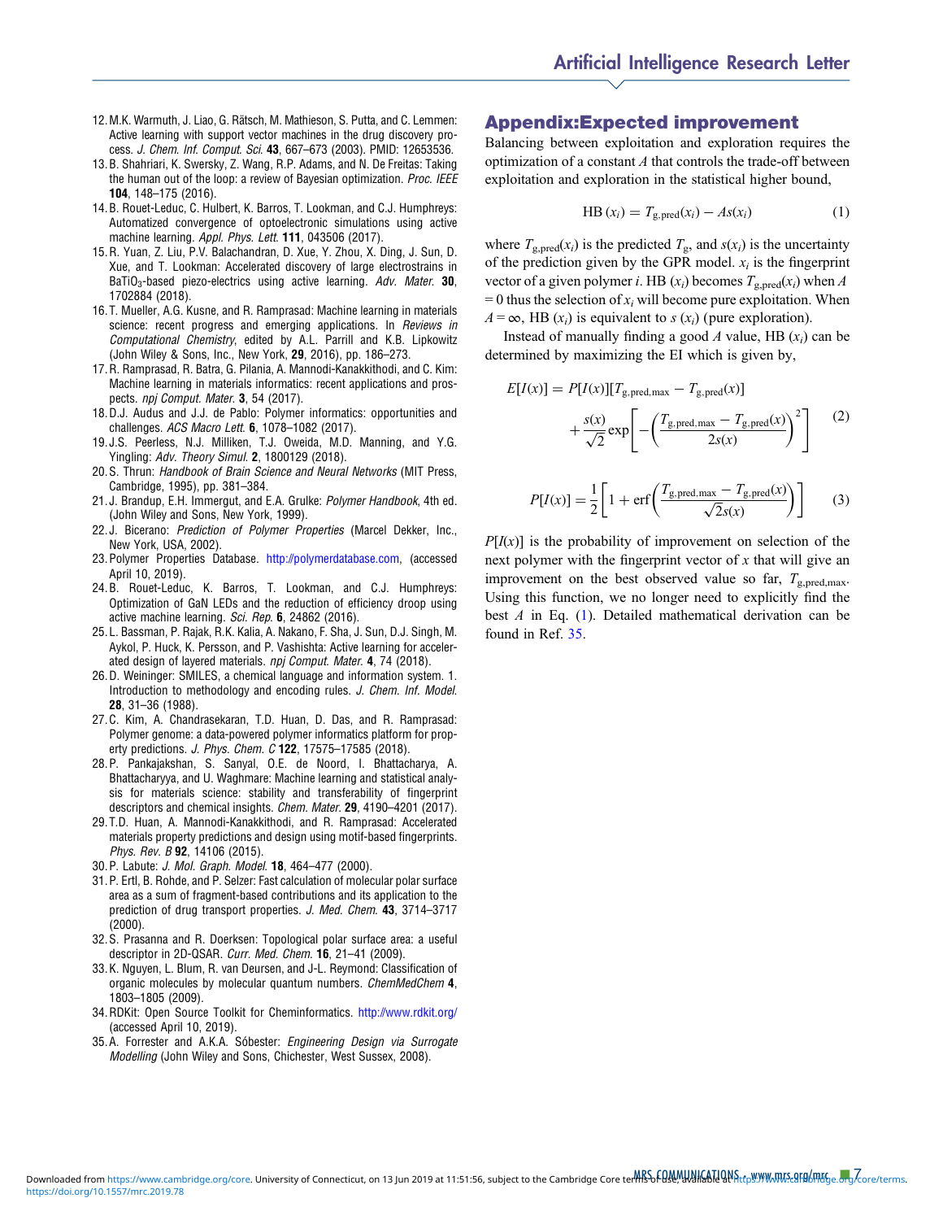12. M.K. Warmuth, J. Liao, G. Rätsch, M. Mathieson, S. Putta, and C. Lemmen: Active learning with support vector machines in the drug discovery process. *J. Chem. Inf. Comput. Sci.* **43**, 667–673 (2003). PMID: 12653536.
13. B. Shahriari, K. Swersky, Z. Wang, R.P. Adams, and N. De Freitas: Taking the human out of the loop: a review of Bayesian optimization. *Proc. IEEE* **104**, 148–175 (2016).
14. B. Rouet-Leduc, C. Hulbert, K. Barros, T. Lookman, and C.J. Humphreys: Automatized convergence of optoelectronic simulations using active machine learning. *Appl. Phys. Lett.* **111**, 043506 (2017).
15. R. Yuan, Z. Liu, P.V. Balachandran, D. Xue, Y. Zhou, X. Ding, J. Sun, D. Xue, and T. Lookman: Accelerated discovery of large electrostrains in $BaTiO_3$-based piezo-electrics using active learning. *Adv. Mater.* **30**, 1702884 (2018).
16. T. Mueller, A.G. Kusne, and R. Ramprasad: Machine learning in materials science: recent progress and emerging applications. In *Reviews in Computational Chemistry*, edited by A.L. Parrill and K.B. Lipkowitz (John Wiley & Sons, Inc., New York, **29**, 2016), pp. 186–273.
17. R. Ramprasad, R. Batra, G. Pilania, A. Mannodi-Kanakkithodi, and C. Kim: Machine learning in materials informatics: recent applications and prospects. *npj Comput. Mater.* **3**, 54 (2017).
18. D.J. Audus and J.J. de Pablo: Polymer informatics: opportunities and challenges. *ACS Macro Lett.* **6**, 1078–1082 (2017).
19. J.S. Peerless, N.J. Milliken, T.J. Oweida, M.D. Manning, and Y.G. Yingling: *Adv. Theory Simul.* **2**, 1800129 (2018).
20. S. Thrun: *Handbook of Brain Science and Neural Networks* (MIT Press, Cambridge, 1995), pp. 381–384.
21. J. Brandup, E.H. Immergut, and E.A. Grulke: *Polymer Handbook*, 4th ed. (John Wiley and Sons, New York, 1999).
22. J. Bicerano: *Prediction of Polymer Properties* (Marcel Dekker, Inc., New York, USA, 2002).
23. Polymer Properties Database. http://polymerdatabase.com, (accessed April 10, 2019).
24. B. Rouet-Leduc, K. Barros, T. Lookman, and C.J. Humphreys: Optimization of GaN LEDs and the reduction of efficiency droop using active machine learning. *Sci. Rep.* **6**, 24862 (2016).
25. L. Bassman, P. Rajak, R.K. Kalia, A. Nakano, F. Sha, J. Sun, D.J. Singh, M. Aykol, P. Huck, K. Persson, and P. Vashishta: Active learning for accelerated design of layered materials. *npj Comput. Mater.* **4**, 74 (2018).
26. D. Weininger: SMILES, a chemical language and information system. 1. Introduction to methodology and encoding rules. *J. Chem. Inf. Model.* **28**, 31–36 (1988).
27. C. Kim, A. Chandrasekaran, T.D. Huan, D. Das, and R. Ramprasad: Polymer genome: a data-powered polymer informatics platform for property predictions. *J. Phys. Chem. C* **122**, 17575–17585 (2018).
28. P. Pankajakshan, S. Sanyal, O.E. de Noord, I. Bhattacharya, A. Bhattacharyya, and U. Waghmare: Machine learning and statistical analysis for materials science: stability and transferability of fingerprint descriptors and chemical insights. *Chem. Mater.* **29**, 4190–4201 (2017).
29. T.D. Huan, A. Mannodi-Kanakkithodi, and R. Ramprasad: Accelerated materials property predictions and design using motif-based fingerprints. *Phys. Rev. B* **92**, 14106 (2015).
30. P. Labute: *J. Mol. Graph. Model.* **18**, 464–477 (2000).
31. P. Ertl, B. Rohde, and P. Selzer: Fast calculation of molecular polar surface area as a sum of fragment-based contributions and its application to the prediction of drug transport properties. *J. Med. Chem.* **43**, 3714–3717 (2000).
32. S. Prasanna and R. Doerksen: Topological polar surface area: a useful descriptor in 2D-QSAR. *Curr. Med. Chem.* **16**, 21–41 (2009).
33. K. Nguyen, L. Blum, R. van Deursen, and J-L. Reymond: Classification of organic molecules by molecular quantum numbers. *ChemMedChem* **4**, 1803–1805 (2009).
34. RDKit: Open Source Toolkit for Cheminformatics. http://www.rdkit.org/ (accessed April 10, 2019).
35. A. Forrester and A.K.A. Sóbester: *Engineering Design via Surrogate Modelling* (John Wiley and Sons, Chichester, West Sussex, 2008).

## Appendix: Expected improvement

Balancing between exploitation and exploration requires the optimization of a constant $A$ that controls the trade-off between exploitation and exploration in the statistical higher bound,

$$\mathrm{HB}\,(x_i) = T_{\mathrm{g,pred}}(x_i) - A s(x_i) \tag{1}$$

where $T_{\mathrm{g,pred}}(x_i)$ is the predicted $T_g$, and $s(x_i)$ is the uncertainty of the prediction given by the GPR model. $x_i$ is the fingerprint vector of a given polymer $i$. HB $(x_i)$ becomes $T_{\mathrm{g,pred}}(x_i)$ when $A = 0$ thus the selection of $x_i$ will become pure exploitation. When $A = \infty$, HB $(x_i)$ is equivalent to $s\,(x_i)$ (pure exploration).

Instead of manually finding a good $A$ value, HB $(x_i)$ can be determined by maximizing the EI which is given by,

$$E[I(x)] = P[I(x)][T_{\mathrm{g,pred,max}} - T_{\mathrm{g,pred}}(x)] + \frac{s(x)}{\sqrt{2}} \exp\left[-\left(\frac{T_{\mathrm{g,pred,max}} - T_{\mathrm{g,pred}}(x)}{2s(x)}\right)^2\right] \tag{2}$$

$$P[I(x)] = \frac{1}{2}\left[1 + \mathrm{erf}\left(\frac{T_{\mathrm{g,pred,max}} - T_{\mathrm{g,pred}}(x)}{\sqrt{2}s(x)}\right)\right] \tag{3}$$

$P[I(x)]$ is the probability of improvement on selection of the next polymer with the fingerprint vector of $x$ that will give an improvement on the best observed value so far, $T_{\mathrm{g,pred,max}}$. Using this function, we no longer need to explicitly find the best $A$ in Eq. (1). Detailed mathematical derivation can be found in Ref. 35.